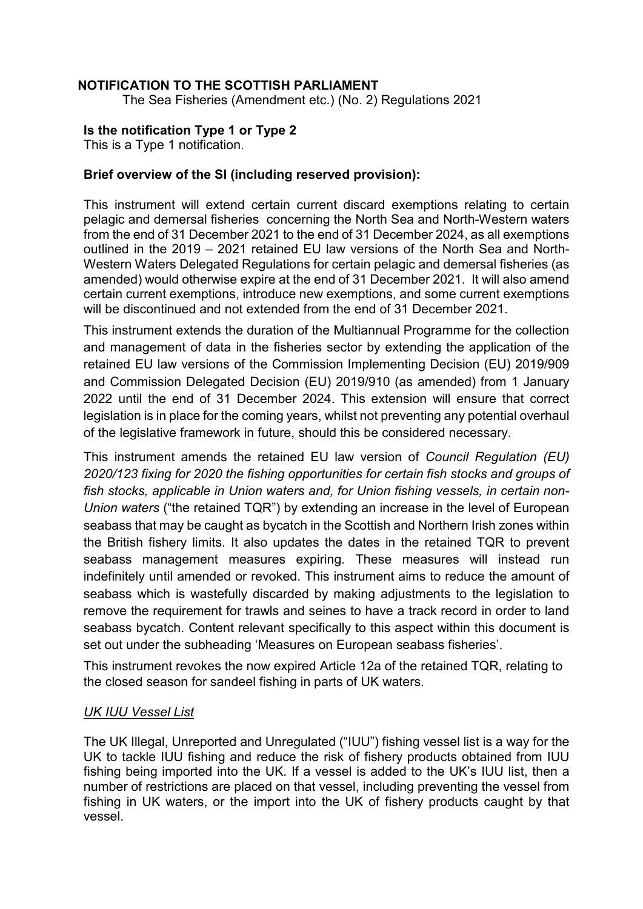# NOTIFICATION TO THE SCOTTISH PARLIAMENT

The Sea Fisheries (Amendment etc.) (No. 2) Regulations 2021

**Is the notification Type 1 or Type 2**

This is a Type 1 notification.

**Brief overview of the SI (including reserved provision):**

This instrument will extend certain current discard exemptions relating to certain pelagic and demersal fisheries concerning the North Sea and North-Western waters from the end of 31 December 2021 to the end of 31 December 2024, as all exemptions outlined in the 2019 – 2021 retained EU law versions of the North Sea and North-Western Waters Delegated Regulations for certain pelagic and demersal fisheries (as amended) would otherwise expire at the end of 31 December 2021. It will also amend certain current exemptions, introduce new exemptions, and some current exemptions will be discontinued and not extended from the end of 31 December 2021.

This instrument extends the duration of the Multiannual Programme for the collection and management of data in the fisheries sector by extending the application of the retained EU law versions of the Commission Implementing Decision (EU) 2019/909 and Commission Delegated Decision (EU) 2019/910 (as amended) from 1 January 2022 until the end of 31 December 2024. This extension will ensure that correct legislation is in place for the coming years, whilst not preventing any potential overhaul of the legislative framework in future, should this be considered necessary.

This instrument amends the retained EU law version of *Council Regulation (EU) 2020/123 fixing for 2020 the fishing opportunities for certain fish stocks and groups of fish stocks, applicable in Union waters and, for Union fishing vessels, in certain non-Union waters* ("the retained TQR") by extending an increase in the level of European seabass that may be caught as bycatch in the Scottish and Northern Irish zones within the British fishery limits. It also updates the dates in the retained TQR to prevent seabass management measures expiring. These measures will instead run indefinitely until amended or revoked. This instrument aims to reduce the amount of seabass which is wastefully discarded by making adjustments to the legislation to remove the requirement for trawls and seines to have a track record in order to land seabass bycatch. Content relevant specifically to this aspect within this document is set out under the subheading 'Measures on European seabass fisheries'.

This instrument revokes the now expired Article 12a of the retained TQR, relating to the closed season for sandeel fishing in parts of UK waters.

*UK IUU Vessel List*

The UK Illegal, Unreported and Unregulated ("IUU") fishing vessel list is a way for the UK to tackle IUU fishing and reduce the risk of fishery products obtained from IUU fishing being imported into the UK. If a vessel is added to the UK's IUU list, then a number of restrictions are placed on that vessel, including preventing the vessel from fishing in UK waters, or the import into the UK of fishery products caught by that vessel.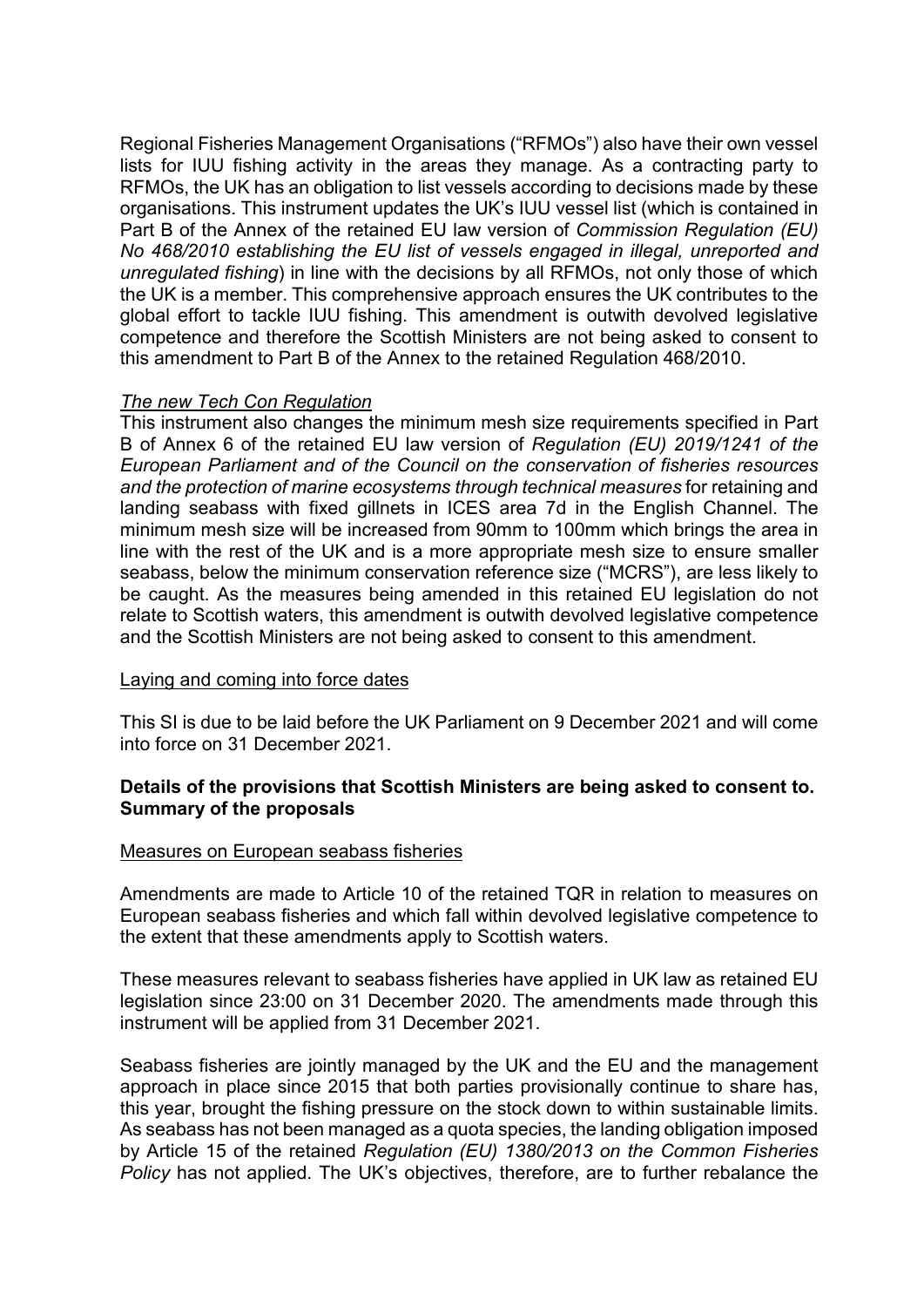Regional Fisheries Management Organisations ("RFMOs") also have their own vessel lists for IUU fishing activity in the areas they manage. As a contracting party to RFMOs, the UK has an obligation to list vessels according to decisions made by these organisations. This instrument updates the UK's IUU vessel list (which is contained in Part B of the Annex of the retained EU law version of *Commission Regulation (EU) No 468/2010 establishing the EU list of vessels engaged in illegal, unreported and unregulated fishing*) in line with the decisions by all RFMOs, not only those of which the UK is a member. This comprehensive approach ensures the UK contributes to the global effort to tackle IUU fishing. This amendment is outwith devolved legislative competence and therefore the Scottish Ministers are not being asked to consent to this amendment to Part B of the Annex to the retained Regulation 468/2010.

*The new Tech Con Regulation*

This instrument also changes the minimum mesh size requirements specified in Part B of Annex 6 of the retained EU law version of *Regulation (EU) 2019/1241 of the European Parliament and of the Council on the conservation of fisheries resources and the protection of marine ecosystems through technical measures* for retaining and landing seabass with fixed gillnets in ICES area 7d in the English Channel. The minimum mesh size will be increased from 90mm to 100mm which brings the area in line with the rest of the UK and is a more appropriate mesh size to ensure smaller seabass, below the minimum conservation reference size ("MCRS"), are less likely to be caught. As the measures being amended in this retained EU legislation do not relate to Scottish waters, this amendment is outwith devolved legislative competence and the Scottish Ministers are not being asked to consent to this amendment.

Laying and coming into force dates

This SI is due to be laid before the UK Parliament on 9 December 2021 and will come into force on 31 December 2021.

**Details of the provisions that Scottish Ministers are being asked to consent to. Summary of the proposals**

Measures on European seabass fisheries

Amendments are made to Article 10 of the retained TQR in relation to measures on European seabass fisheries and which fall within devolved legislative competence to the extent that these amendments apply to Scottish waters.

These measures relevant to seabass fisheries have applied in UK law as retained EU legislation since 23:00 on 31 December 2020. The amendments made through this instrument will be applied from 31 December 2021.

Seabass fisheries are jointly managed by the UK and the EU and the management approach in place since 2015 that both parties provisionally continue to share has, this year, brought the fishing pressure on the stock down to within sustainable limits. As seabass has not been managed as a quota species, the landing obligation imposed by Article 15 of the retained *Regulation (EU) 1380/2013 on the Common Fisheries Policy* has not applied. The UK's objectives, therefore, are to further rebalance the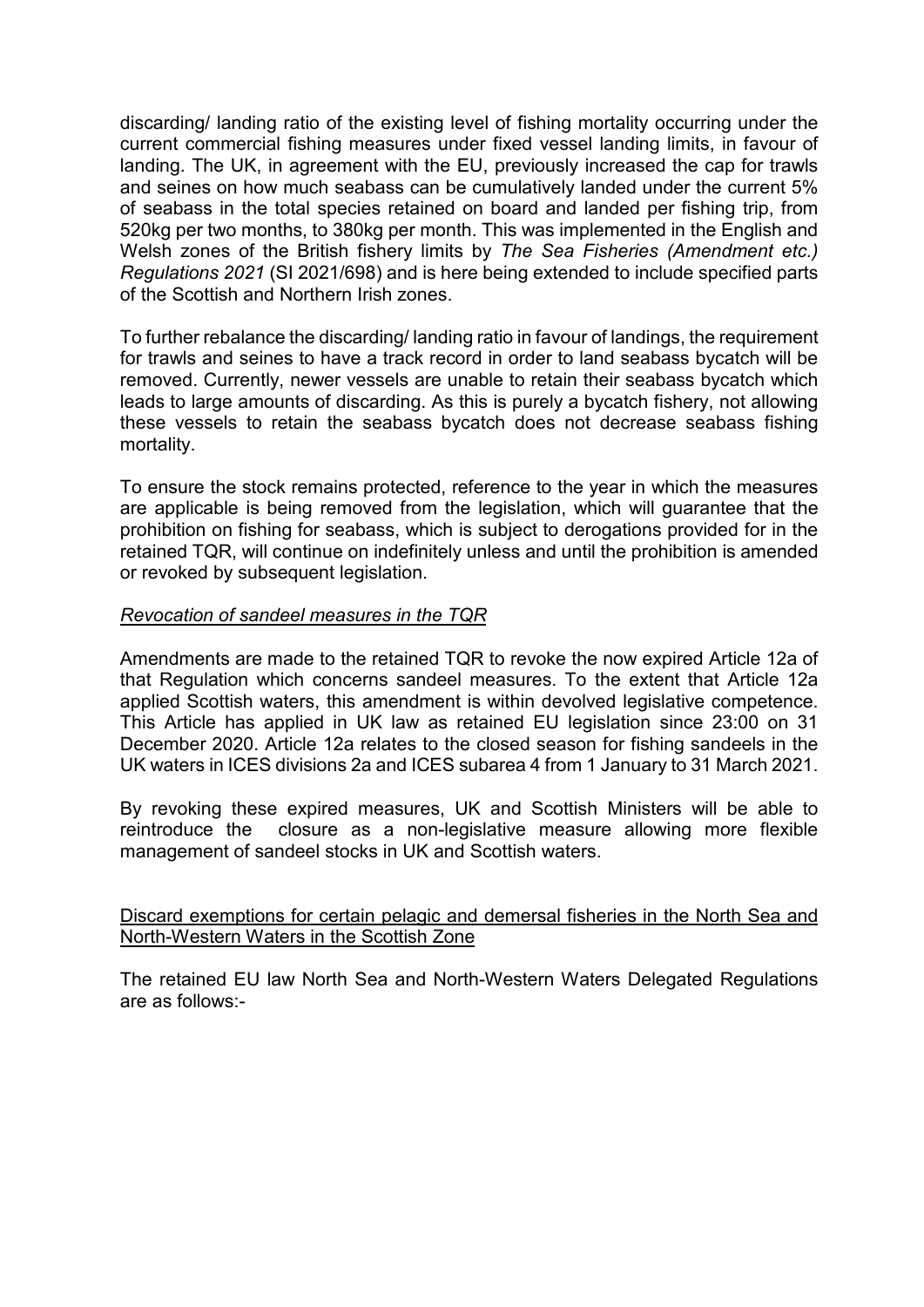discarding/ landing ratio of the existing level of fishing mortality occurring under the current commercial fishing measures under fixed vessel landing limits, in favour of landing. The UK, in agreement with the EU, previously increased the cap for trawls and seines on how much seabass can be cumulatively landed under the current 5% of seabass in the total species retained on board and landed per fishing trip, from 520kg per two months, to 380kg per month. This was implemented in the English and Welsh zones of the British fishery limits by *The Sea Fisheries (Amendment etc.) Regulations 2021* (SI 2021/698) and is here being extended to include specified parts of the Scottish and Northern Irish zones.

To further rebalance the discarding/ landing ratio in favour of landings, the requirement for trawls and seines to have a track record in order to land seabass bycatch will be removed. Currently, newer vessels are unable to retain their seabass bycatch which leads to large amounts of discarding. As this is purely a bycatch fishery, not allowing these vessels to retain the seabass bycatch does not decrease seabass fishing mortality.

To ensure the stock remains protected, reference to the year in which the measures are applicable is being removed from the legislation, which will guarantee that the prohibition on fishing for seabass, which is subject to derogations provided for in the retained TQR, will continue on indefinitely unless and until the prohibition is amended or revoked by subsequent legislation.

*Revocation of sandeel measures in the TQR*

Amendments are made to the retained TQR to revoke the now expired Article 12a of that Regulation which concerns sandeel measures. To the extent that Article 12a applied Scottish waters, this amendment is within devolved legislative competence. This Article has applied in UK law as retained EU legislation since 23:00 on 31 December 2020. Article 12a relates to the closed season for fishing sandeels in the UK waters in ICES divisions 2a and ICES subarea 4 from 1 January to 31 March 2021.

By revoking these expired measures, UK and Scottish Ministers will be able to reintroduce the closure as a non-legislative measure allowing more flexible management of sandeel stocks in UK and Scottish waters.

Discard exemptions for certain pelagic and demersal fisheries in the North Sea and North-Western Waters in the Scottish Zone

The retained EU law North Sea and North-Western Waters Delegated Regulations are as follows:-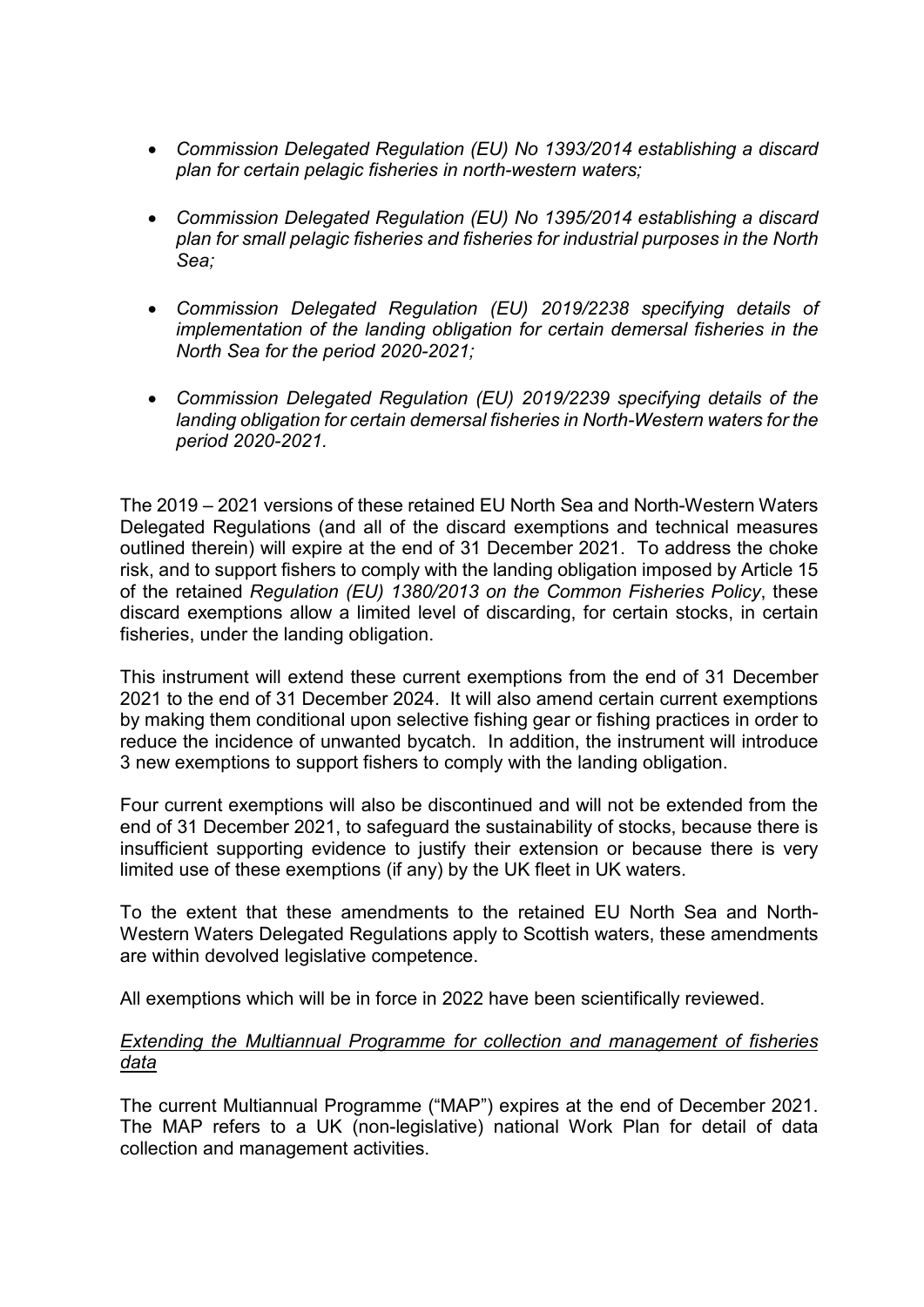- *Commission Delegated Regulation (EU) No 1393/2014 establishing a discard plan for certain pelagic fisheries in north-western waters;*

- *Commission Delegated Regulation (EU) No 1395/2014 establishing a discard plan for small pelagic fisheries and fisheries for industrial purposes in the North Sea;*

- *Commission Delegated Regulation (EU) 2019/2238 specifying details of implementation of the landing obligation for certain demersal fisheries in the North Sea for the period 2020-2021;*

- *Commission Delegated Regulation (EU) 2019/2239 specifying details of the landing obligation for certain demersal fisheries in North-Western waters for the period 2020-2021.*

The 2019 – 2021 versions of these retained EU North Sea and North-Western Waters Delegated Regulations (and all of the discard exemptions and technical measures outlined therein) will expire at the end of 31 December 2021. To address the choke risk, and to support fishers to comply with the landing obligation imposed by Article 15 of the retained *Regulation (EU) 1380/2013 on the Common Fisheries Policy*, these discard exemptions allow a limited level of discarding, for certain stocks, in certain fisheries, under the landing obligation.

This instrument will extend these current exemptions from the end of 31 December 2021 to the end of 31 December 2024. It will also amend certain current exemptions by making them conditional upon selective fishing gear or fishing practices in order to reduce the incidence of unwanted bycatch. In addition, the instrument will introduce 3 new exemptions to support fishers to comply with the landing obligation.

Four current exemptions will also be discontinued and will not be extended from the end of 31 December 2021, to safeguard the sustainability of stocks, because there is insufficient supporting evidence to justify their extension or because there is very limited use of these exemptions (if any) by the UK fleet in UK waters.

To the extent that these amendments to the retained EU North Sea and North-Western Waters Delegated Regulations apply to Scottish waters, these amendments are within devolved legislative competence.

All exemptions which will be in force in 2022 have been scientifically reviewed.

*<u>Extending the Multiannual Programme for collection and management of fisheries data</u>*

The current Multiannual Programme ("MAP") expires at the end of December 2021. The MAP refers to a UK (non-legislative) national Work Plan for detail of data collection and management activities.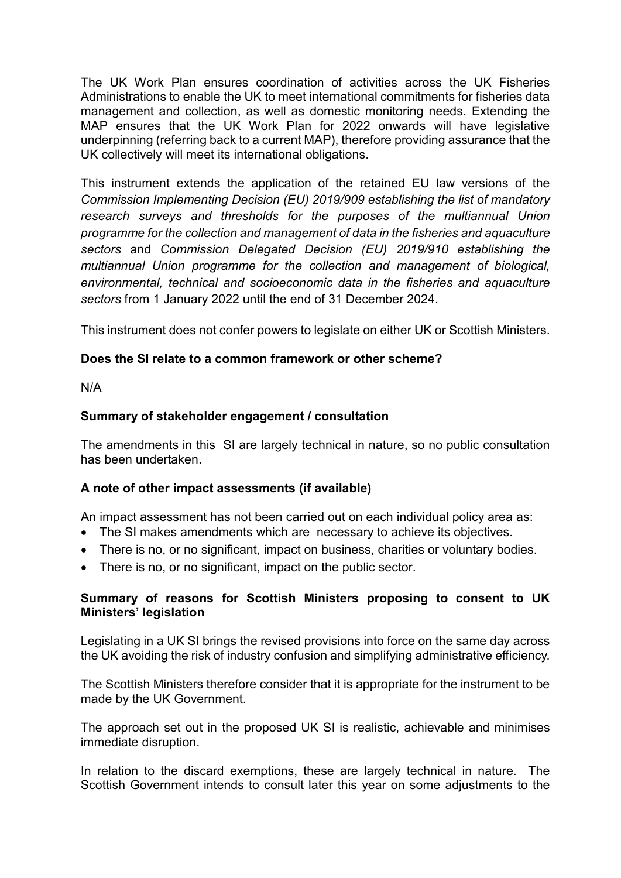The UK Work Plan ensures coordination of activities across the UK Fisheries Administrations to enable the UK to meet international commitments for fisheries data management and collection, as well as domestic monitoring needs. Extending the MAP ensures that the UK Work Plan for 2022 onwards will have legislative underpinning (referring back to a current MAP), therefore providing assurance that the UK collectively will meet its international obligations.

This instrument extends the application of the retained EU law versions of the *Commission Implementing Decision (EU) 2019/909 establishing the list of mandatory research surveys and thresholds for the purposes of the multiannual Union programme for the collection and management of data in the fisheries and aquaculture sectors* and *Commission Delegated Decision (EU) 2019/910 establishing the multiannual Union programme for the collection and management of biological, environmental, technical and socioeconomic data in the fisheries and aquaculture sectors* from 1 January 2022 until the end of 31 December 2024.

This instrument does not confer powers to legislate on either UK or Scottish Ministers.

**Does the SI relate to a common framework or other scheme?**

N/A

**Summary of stakeholder engagement / consultation**

The amendments in this SI are largely technical in nature, so no public consultation has been undertaken.

**A note of other impact assessments (if available)**

An impact assessment has not been carried out on each individual policy area as:

- The SI makes amendments which are necessary to achieve its objectives.
- There is no, or no significant, impact on business, charities or voluntary bodies.
- There is no, or no significant, impact on the public sector.

**Summary of reasons for Scottish Ministers proposing to consent to UK Ministers' legislation**

Legislating in a UK SI brings the revised provisions into force on the same day across the UK avoiding the risk of industry confusion and simplifying administrative efficiency.

The Scottish Ministers therefore consider that it is appropriate for the instrument to be made by the UK Government.

The approach set out in the proposed UK SI is realistic, achievable and minimises immediate disruption.

In relation to the discard exemptions, these are largely technical in nature. The Scottish Government intends to consult later this year on some adjustments to the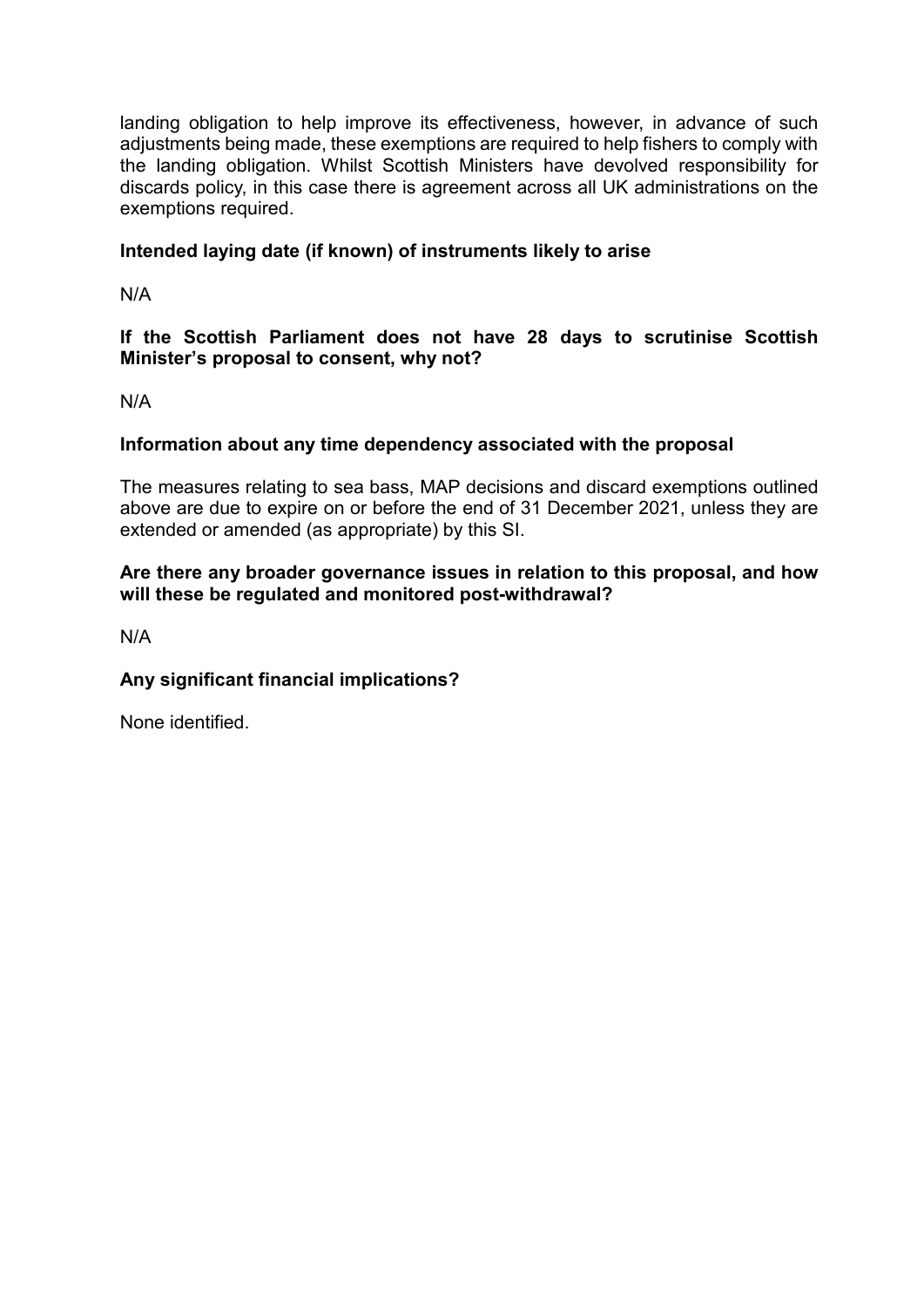landing obligation to help improve its effectiveness, however, in advance of such adjustments being made, these exemptions are required to help fishers to comply with the landing obligation. Whilst Scottish Ministers have devolved responsibility for discards policy, in this case there is agreement across all UK administrations on the exemptions required.

**Intended laying date (if known) of instruments likely to arise**

N/A

**If the Scottish Parliament does not have 28 days to scrutinise Scottish Minister's proposal to consent, why not?**

N/A

**Information about any time dependency associated with the proposal**

The measures relating to sea bass, MAP decisions and discard exemptions outlined above are due to expire on or before the end of 31 December 2021, unless they are extended or amended (as appropriate) by this SI.

**Are there any broader governance issues in relation to this proposal, and how will these be regulated and monitored post-withdrawal?**

N/A

**Any significant financial implications?**

None identified.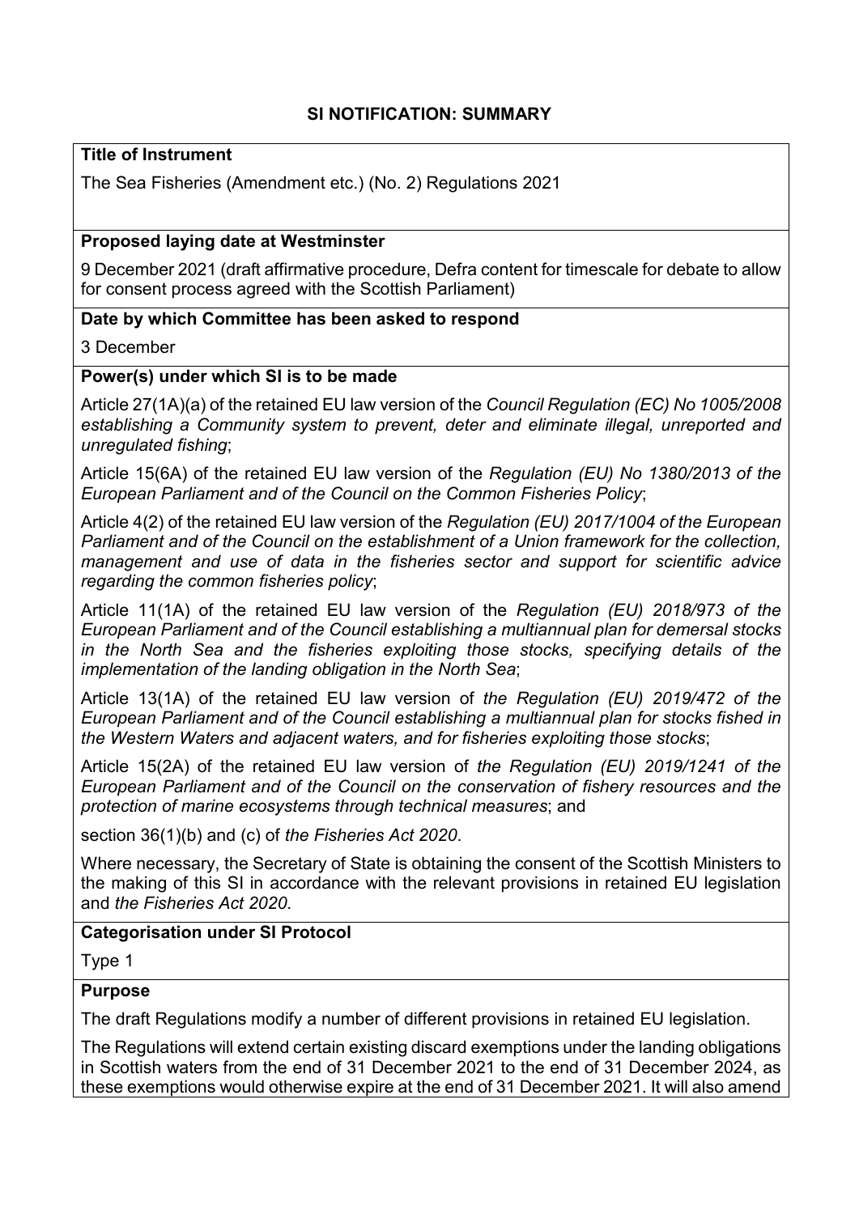## SI NOTIFICATION: SUMMARY

**Title of Instrument**

The Sea Fisheries (Amendment etc.) (No. 2) Regulations 2021

**Proposed laying date at Westminster**

9 December 2021 (draft affirmative procedure, Defra content for timescale for debate to allow for consent process agreed with the Scottish Parliament)

**Date by which Committee has been asked to respond**

3 December

**Power(s) under which SI is to be made**

Article 27(1A)(a) of the retained EU law version of the *Council Regulation (EC) No 1005/2008 establishing a Community system to prevent, deter and eliminate illegal, unreported and unregulated fishing*;

Article 15(6A) of the retained EU law version of the *Regulation (EU) No 1380/2013 of the European Parliament and of the Council on the Common Fisheries Policy*;

Article 4(2) of the retained EU law version of the *Regulation (EU) 2017/1004 of the European Parliament and of the Council on the establishment of a Union framework for the collection, management and use of data in the fisheries sector and support for scientific advice regarding the common fisheries policy*;

Article 11(1A) of the retained EU law version of the *Regulation (EU) 2018/973 of the European Parliament and of the Council establishing a multiannual plan for demersal stocks in the North Sea and the fisheries exploiting those stocks, specifying details of the implementation of the landing obligation in the North Sea*;

Article 13(1A) of the retained EU law version of *the Regulation (EU) 2019/472 of the European Parliament and of the Council establishing a multiannual plan for stocks fished in the Western Waters and adjacent waters, and for fisheries exploiting those stocks*;

Article 15(2A) of the retained EU law version of *the Regulation (EU) 2019/1241 of the European Parliament and of the Council on the conservation of fishery resources and the protection of marine ecosystems through technical measures*; and

section 36(1)(b) and (c) of *the Fisheries Act 2020*.

Where necessary, the Secretary of State is obtaining the consent of the Scottish Ministers to the making of this SI in accordance with the relevant provisions in retained EU legislation and *the Fisheries Act 2020*.

**Categorisation under SI Protocol**

Type 1

**Purpose**

The draft Regulations modify a number of different provisions in retained EU legislation.

The Regulations will extend certain existing discard exemptions under the landing obligations in Scottish waters from the end of 31 December 2021 to the end of 31 December 2024, as these exemptions would otherwise expire at the end of 31 December 2021. It will also amend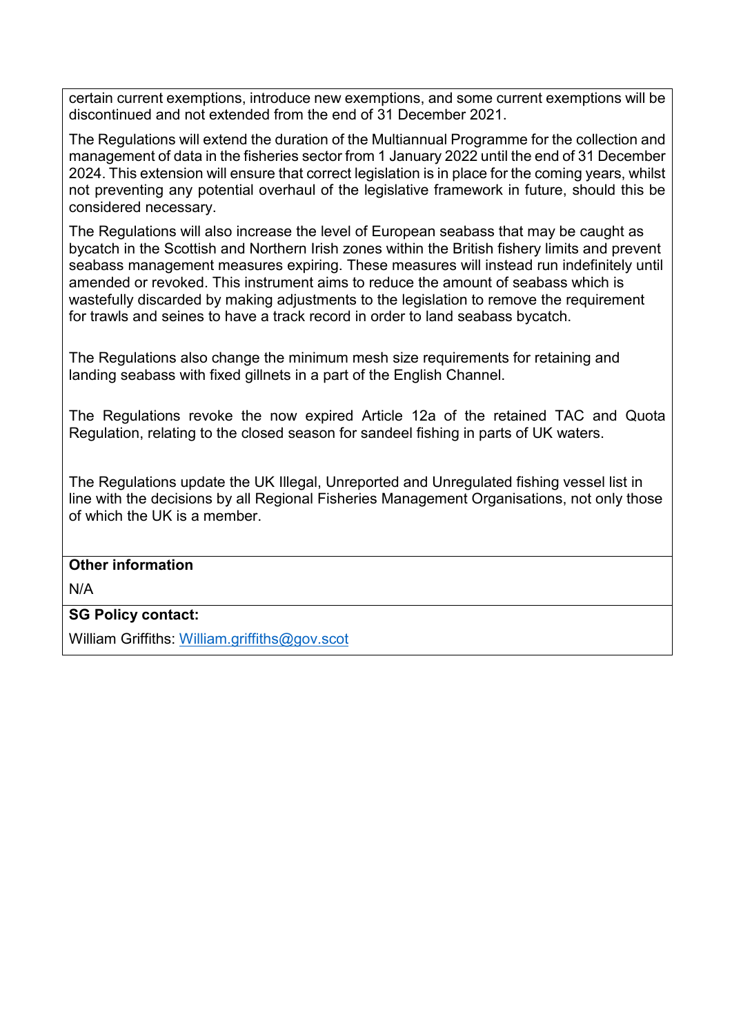certain current exemptions, introduce new exemptions, and some current exemptions will be discontinued and not extended from the end of 31 December 2021.

The Regulations will extend the duration of the Multiannual Programme for the collection and management of data in the fisheries sector from 1 January 2022 until the end of 31 December 2024. This extension will ensure that correct legislation is in place for the coming years, whilst not preventing any potential overhaul of the legislative framework in future, should this be considered necessary.

The Regulations will also increase the level of European seabass that may be caught as bycatch in the Scottish and Northern Irish zones within the British fishery limits and prevent seabass management measures expiring. These measures will instead run indefinitely until amended or revoked. This instrument aims to reduce the amount of seabass which is wastefully discarded by making adjustments to the legislation to remove the requirement for trawls and seines to have a track record in order to land seabass bycatch.

The Regulations also change the minimum mesh size requirements for retaining and landing seabass with fixed gillnets in a part of the English Channel.

The Regulations revoke the now expired Article 12a of the retained TAC and Quota Regulation, relating to the closed season for sandeel fishing in parts of UK waters.

The Regulations update the UK Illegal, Unreported and Unregulated fishing vessel list in line with the decisions by all Regional Fisheries Management Organisations, not only those of which the UK is a member.

**Other information**

N/A

**SG Policy contact:**

William Griffiths: William.griffiths@gov.scot